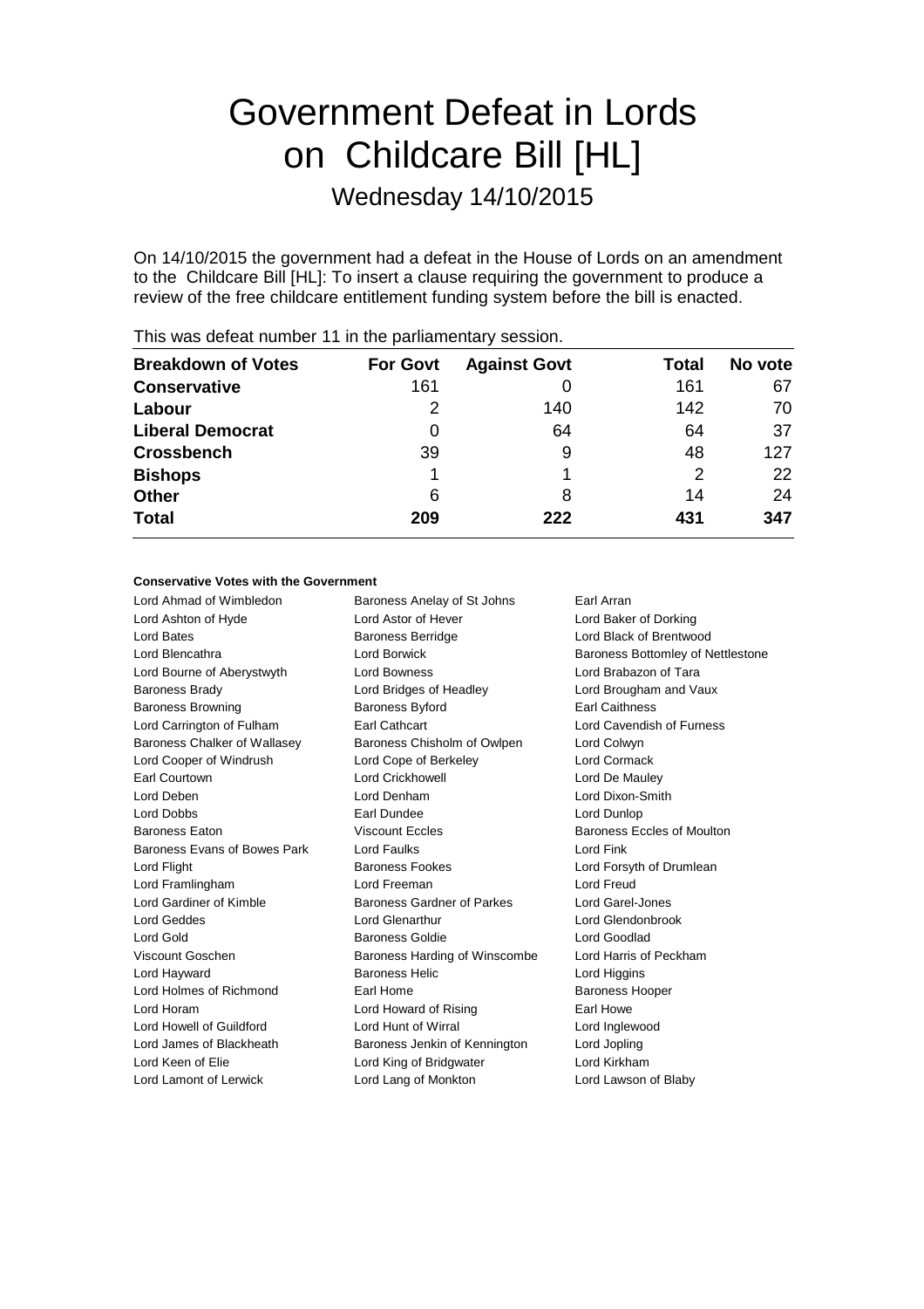# Government Defeat in Lords on Childcare Bill [HL]

Wednesday 14/10/2015

On 14/10/2015 the government had a defeat in the House of Lords on an amendment to the Childcare Bill [HL]: To insert a clause requiring the government to produce a review of the free childcare entitlement funding system before the bill is enacted.

This was defeat number 11 in the parliamentary session.

| Breakdown of Votes | For Govt | Against Govt | Total | No vote |
|---|---|---|---|---|
| **Conservative** | 161 | 0 | 161 | 67 |
| **Labour** | 2 | 140 | 142 | 70 |
| **Liberal Democrat** | 0 | 64 | 64 | 37 |
| **Crossbench** | 39 | 9 | 48 | 127 |
| **Bishops** | 1 | 1 | 2 | 22 |
| **Other** | 6 | 8 | 14 | 24 |
| **Total** | **209** | **222** | **431** | **347** |

**Conservative Votes with the Government**

Lord Ahmad of Wimbledon
Baroness Anelay of St Johns
Earl Arran
Lord Ashton of Hyde
Lord Astor of Hever
Lord Baker of Dorking
Lord Bates
Baroness Berridge
Lord Black of Brentwood
Lord Blencathra
Lord Borwick
Baroness Bottomley of Nettlestone
Lord Bourne of Aberystwyth
Lord Bowness
Lord Brabazon of Tara
Baroness Brady
Lord Bridges of Headley
Lord Brougham and Vaux
Baroness Browning
Baroness Byford
Earl Caithness
Lord Carrington of Fulham
Earl Cathcart
Lord Cavendish of Furness
Baroness Chalker of Wallasey
Baroness Chisholm of Owlpen
Lord Colwyn
Lord Cooper of Windrush
Lord Cope of Berkeley
Lord Cormack
Earl Courtown
Lord Crickhowell
Lord De Mauley
Lord Deben
Lord Denham
Lord Dixon-Smith
Lord Dobbs
Earl Dundee
Lord Dunlop
Baroness Eaton
Viscount Eccles
Baroness Eccles of Moulton
Baroness Evans of Bowes Park
Lord Faulks
Lord Fink
Lord Flight
Baroness Fookes
Lord Forsyth of Drumlean
Lord Framlingham
Lord Freeman
Lord Freud
Lord Gardiner of Kimble
Baroness Gardner of Parkes
Lord Garel-Jones
Lord Geddes
Lord Glenarthur
Lord Glendonbrook
Lord Gold
Baroness Goldie
Lord Goodlad
Viscount Goschen
Baroness Harding of Winscombe
Lord Harris of Peckham
Lord Hayward
Baroness Helic
Lord Higgins
Lord Holmes of Richmond
Earl Home
Baroness Hooper
Lord Horam
Lord Howard of Rising
Earl Howe
Lord Howell of Guildford
Lord Hunt of Wirral
Lord Inglewood
Lord James of Blackheath
Baroness Jenkin of Kennington
Lord Jopling
Lord Keen of Elie
Lord King of Bridgwater
Lord Kirkham
Lord Lamont of Lerwick
Lord Lang of Monkton
Lord Lawson of Blaby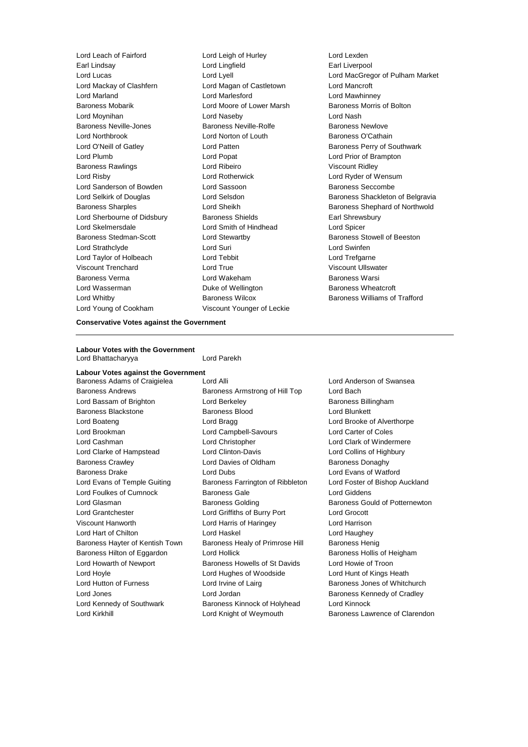Lord Leach of Fairford
Lord Leigh of Hurley
Lord Lexden
Earl Lindsay
Lord Lingfield
Earl Liverpool
Lord Lucas
Lord Lyell
Lord MacGregor of Pulham Market
Lord Mackay of Clashfern
Lord Magan of Castletown
Lord Mancroft
Lord Marland
Lord Marlesford
Lord Mawhinney
Baroness Mobarik
Lord Moore of Lower Marsh
Baroness Morris of Bolton
Lord Moynihan
Lord Naseby
Lord Nash
Baroness Neville-Jones
Baroness Neville-Rolfe
Baroness Newlove
Lord Northbrook
Lord Norton of Louth
Baroness O'Cathain
Lord O'Neill of Gatley
Lord Patten
Baroness Perry of Southwark
Lord Plumb
Lord Popat
Lord Prior of Brampton
Baroness Rawlings
Lord Ribeiro
Viscount Ridley
Lord Risby
Lord Rotherwick
Lord Ryder of Wensum
Lord Sanderson of Bowden
Lord Sassoon
Baroness Seccombe
Lord Selkirk of Douglas
Lord Selsdon
Baroness Shackleton of Belgravia
Baroness Sharples
Lord Sheikh
Baroness Shephard of Northwold
Lord Sherbourne of Didsbury
Baroness Shields
Earl Shrewsbury
Lord Skelmersdale
Lord Smith of Hindhead
Lord Spicer
Baroness Stedman-Scott
Lord Stewartby
Baroness Stowell of Beeston
Lord Strathclyde
Lord Suri
Lord Swinfen
Lord Taylor of Holbeach
Lord Tebbit
Lord Trefgarne
Viscount Trenchard
Lord True
Viscount Ullswater
Baroness Verma
Lord Wakeham
Baroness Warsi
Lord Wasserman
Duke of Wellington
Baroness Wheatcroft
Lord Whitby
Baroness Wilcox
Baroness Williams of Trafford
Lord Young of Cookham
Viscount Younger of Leckie

**Conservative Votes against the Government**

---

**Labour Votes with the Government**

Lord Bhattacharyya
Lord Parekh

**Labour Votes against the Government**

Baroness Adams of Craigielea
Lord Alli
Lord Anderson of Swansea
Baroness Andrews
Baroness Armstrong of Hill Top
Lord Bach
Lord Bassam of Brighton
Lord Berkeley
Baroness Billingham
Baroness Blackstone
Baroness Blood
Lord Blunkett
Lord Boateng
Lord Bragg
Lord Brooke of Alverthorpe
Lord Brookman
Lord Campbell-Savours
Lord Carter of Coles
Lord Cashman
Lord Christopher
Lord Clark of Windermere
Lord Clarke of Hampstead
Lord Clinton-Davis
Lord Collins of Highbury
Baroness Crawley
Lord Davies of Oldham
Baroness Donaghy
Baroness Drake
Lord Dubs
Lord Evans of Watford
Lord Evans of Temple Guiting
Baroness Farrington of Ribbleton
Lord Foster of Bishop Auckland
Lord Foulkes of Cumnock
Baroness Gale
Lord Giddens
Lord Glasman
Baroness Golding
Baroness Gould of Potternewton
Lord Grantchester
Lord Griffiths of Burry Port
Lord Grocott
Viscount Hanworth
Lord Harris of Haringey
Lord Harrison
Lord Hart of Chilton
Lord Haskel
Lord Haughey
Baroness Hayter of Kentish Town
Baroness Healy of Primrose Hill
Baroness Henig
Baroness Hilton of Eggardon
Lord Hollick
Baroness Hollis of Heigham
Lord Howarth of Newport
Baroness Howells of St Davids
Lord Howie of Troon
Lord Hoyle
Lord Hughes of Woodside
Lord Hunt of Kings Heath
Lord Hutton of Furness
Lord Irvine of Lairg
Baroness Jones of Whitchurch
Lord Jones
Lord Jordan
Baroness Kennedy of Cradley
Lord Kennedy of Southwark
Baroness Kinnock of Holyhead
Lord Kinnock
Lord Kirkhill
Lord Knight of Weymouth
Baroness Lawrence of Clarendon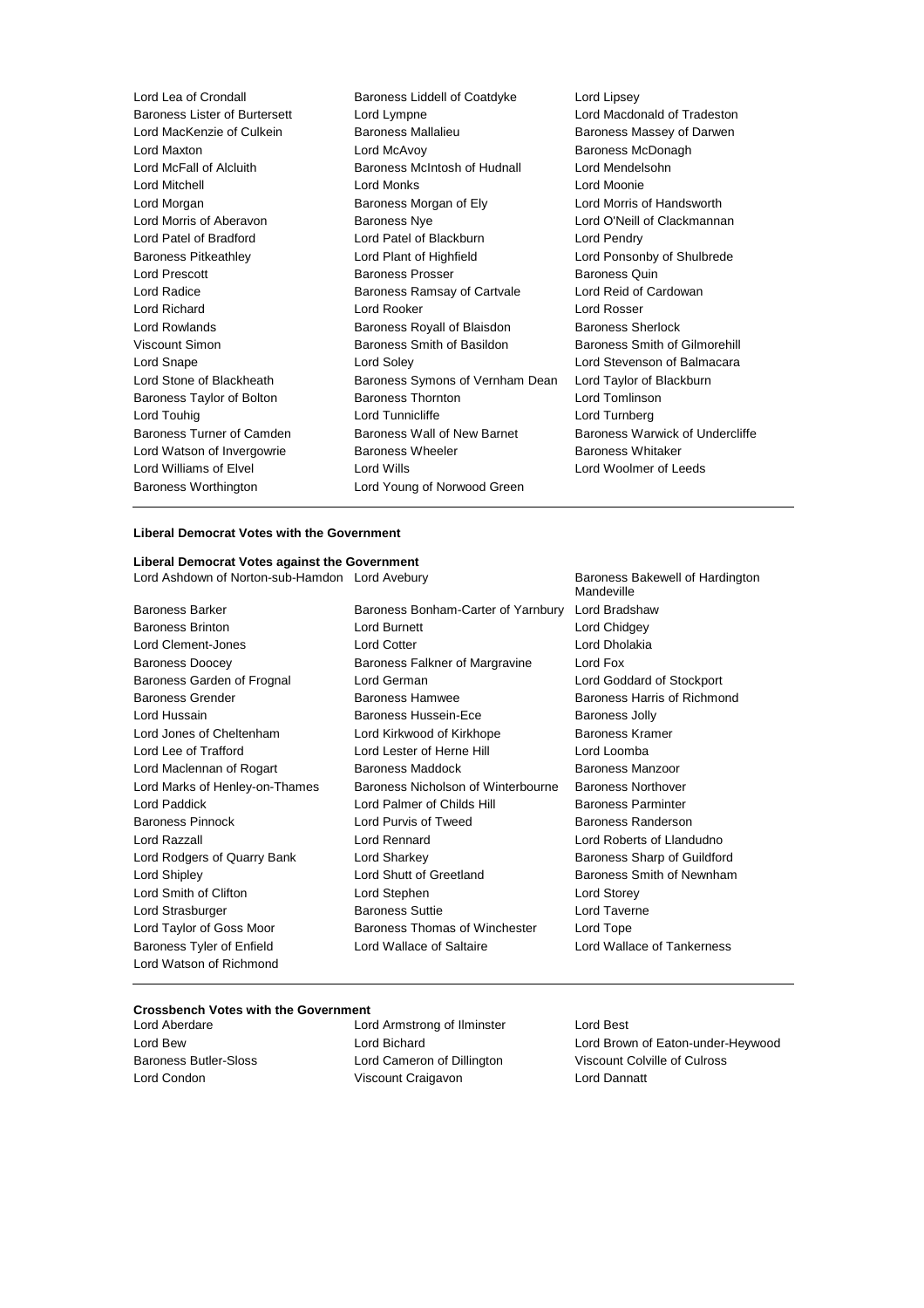Lord Lea of Crondall
Baroness Liddell of Coatdyke
Lord Lipsey
Baroness Lister of Burtersett
Lord Lympne
Lord Macdonald of Tradeston
Lord MacKenzie of Culkein
Baroness Mallalieu
Baroness Massey of Darwen
Lord Maxton
Lord McAvoy
Baroness McDonagh
Lord McFall of Alcluith
Baroness McIntosh of Hudnall
Lord Mendelsohn
Lord Mitchell
Lord Monks
Lord Moonie
Lord Morgan
Baroness Morgan of Ely
Lord Morris of Handsworth
Lord Morris of Aberavon
Baroness Nye
Lord O'Neill of Clackmannan
Lord Patel of Bradford
Lord Patel of Blackburn
Lord Pendry
Baroness Pitkeathley
Lord Plant of Highfield
Lord Ponsonby of Shulbrede
Lord Prescott
Baroness Prosser
Baroness Quin
Lord Radice
Baroness Ramsay of Cartvale
Lord Reid of Cardowan
Lord Richard
Lord Rooker
Lord Rosser
Lord Rowlands
Baroness Royall of Blaisdon
Baroness Sherlock
Viscount Simon
Baroness Smith of Basildon
Baroness Smith of Gilmorehill
Lord Snape
Lord Soley
Lord Stevenson of Balmacara
Lord Stone of Blackheath
Baroness Symons of Vernham Dean
Lord Taylor of Blackburn
Baroness Taylor of Bolton
Baroness Thornton
Lord Tomlinson
Lord Touhig
Lord Tunnicliffe
Lord Turnberg
Baroness Turner of Camden
Baroness Wall of New Barnet
Baroness Warwick of Undercliffe
Lord Watson of Invergowrie
Baroness Wheeler
Baroness Whitaker
Lord Williams of Elvel
Lord Wills
Lord Woolmer of Leeds
Baroness Worthington
Lord Young of Norwood Green

**Liberal Democrat Votes with the Government**

**Liberal Democrat Votes against the Government**

Lord Ashdown of Norton-sub-Hamdon
Lord Avebury
Baroness Bakewell of Hardington Mandeville
Baroness Barker
Baroness Bonham-Carter of Yarnbury
Lord Bradshaw
Baroness Brinton
Lord Burnett
Lord Chidgey
Lord Clement-Jones
Lord Cotter
Lord Dholakia
Baroness Doocey
Baroness Falkner of Margravine
Lord Fox
Baroness Garden of Frognal
Lord German
Lord Goddard of Stockport
Baroness Grender
Baroness Hamwee
Baroness Harris of Richmond
Lord Hussain
Baroness Hussein-Ece
Baroness Jolly
Lord Jones of Cheltenham
Lord Kirkwood of Kirkhope
Baroness Kramer
Lord Lee of Trafford
Lord Lester of Herne Hill
Lord Loomba
Lord Maclennan of Rogart
Baroness Maddock
Baroness Manzoor
Lord Marks of Henley-on-Thames
Baroness Nicholson of Winterbourne
Baroness Northover
Lord Paddick
Lord Palmer of Childs Hill
Baroness Parminter
Baroness Pinnock
Lord Purvis of Tweed
Baroness Randerson
Lord Razzall
Lord Rennard
Lord Roberts of Llandudno
Lord Rodgers of Quarry Bank
Lord Sharkey
Baroness Sharp of Guildford
Lord Shipley
Lord Shutt of Greetland
Baroness Smith of Newnham
Lord Smith of Clifton
Lord Stephen
Lord Storey
Lord Strasburger
Baroness Suttie
Lord Taverne
Lord Taylor of Goss Moor
Baroness Thomas of Winchester
Lord Tope
Baroness Tyler of Enfield
Lord Wallace of Saltaire
Lord Wallace of Tankerness
Lord Watson of Richmond

**Crossbench Votes with the Government**

Lord Aberdare
Lord Armstrong of Ilminster
Lord Best
Lord Bew
Lord Bichard
Lord Brown of Eaton-under-Heywood
Baroness Butler-Sloss
Lord Cameron of Dillington
Viscount Colville of Culross
Lord Condon
Viscount Craigavon
Lord Dannatt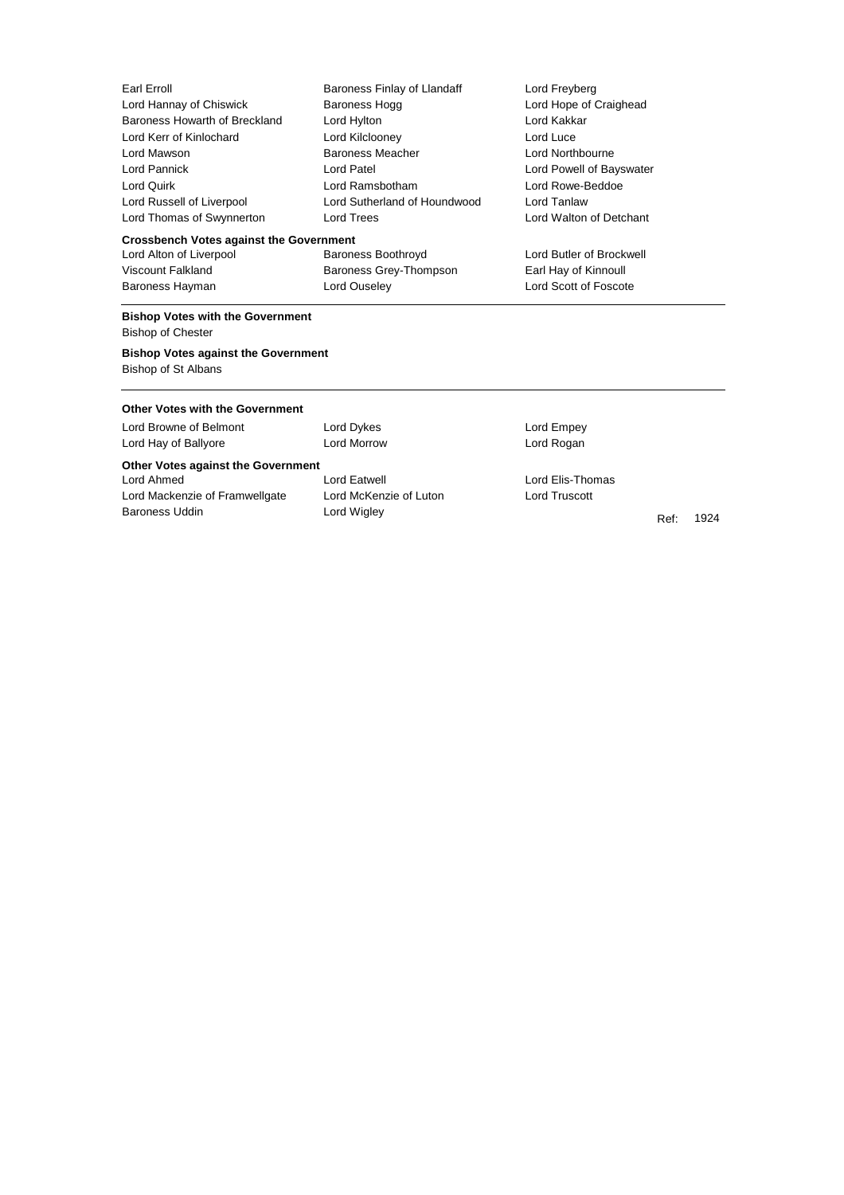Earl Erroll
Baroness Finlay of Llandaff
Lord Freyberg
Lord Hannay of Chiswick
Baroness Hogg
Lord Hope of Craighead
Baroness Howarth of Breckland
Lord Hylton
Lord Kakkar
Lord Kerr of Kinlochard
Lord Kilclooney
Lord Luce
Lord Mawson
Baroness Meacher
Lord Northbourne
Lord Pannick
Lord Patel
Lord Powell of Bayswater
Lord Quirk
Lord Ramsbotham
Lord Rowe-Beddoe
Lord Russell of Liverpool
Lord Sutherland of Houndwood
Lord Tanlaw
Lord Thomas of Swynnerton
Lord Trees
Lord Walton of Detchant

**Crossbench Votes against the Government**

Lord Alton of Liverpool
Baroness Boothroyd
Lord Butler of Brockwell
Viscount Falkland
Baroness Grey-Thompson
Earl Hay of Kinnoull
Baroness Hayman
Lord Ouseley
Lord Scott of Foscote

**Bishop Votes with the Government**

Bishop of Chester

**Bishop Votes against the Government**

Bishop of St Albans

**Other Votes with the Government**

Lord Browne of Belmont
Lord Dykes
Lord Empey
Lord Hay of Ballyore
Lord Morrow
Lord Rogan

**Other Votes against the Government**

Lord Ahmed
Lord Eatwell
Lord Elis-Thomas
Lord Mackenzie of Framwellgate
Lord McKenzie of Luton
Lord Truscott
Baroness Uddin
Lord Wigley

Ref: 1924